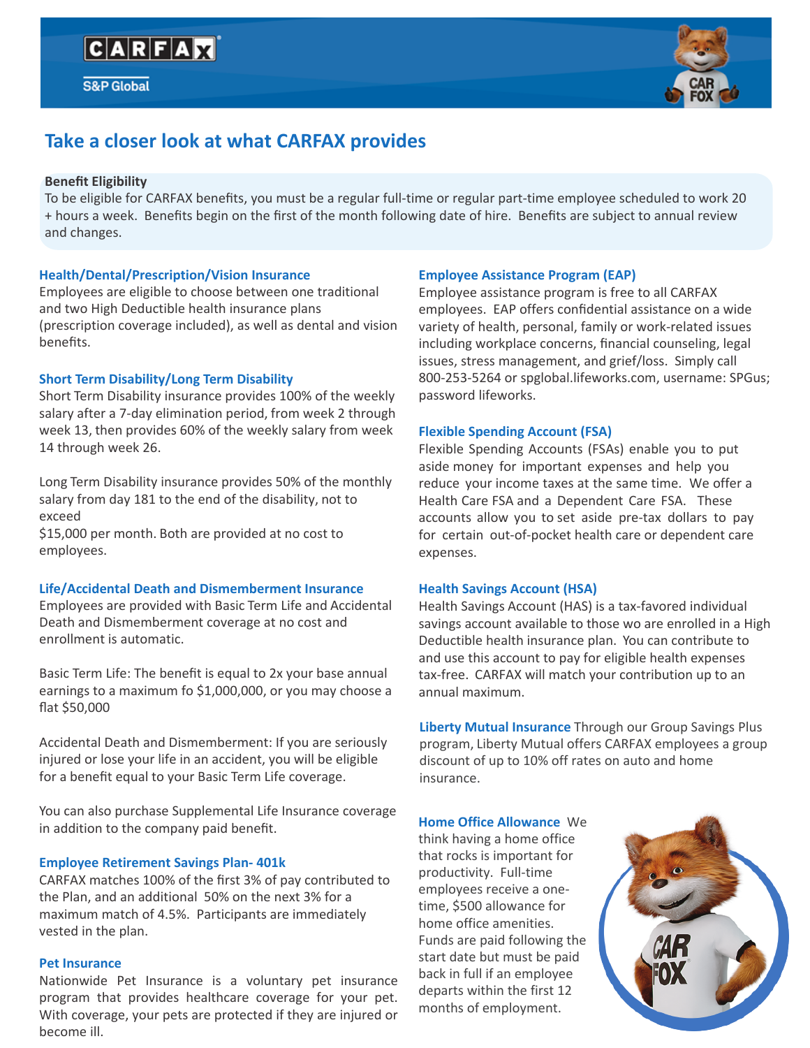CARFAX

S&P Global

## Take a closer look at what CARFAX provides

**Benefit Eligibility**

To be eligible for CARFAX benefits, you must be a regular full-time or regular part-time employee scheduled to work 20 + hours a week. Benefits begin on the first of the month following date of hire. Benefits are subject to annual review and changes.

### Health/Dental/Prescription/Vision Insurance

Employees are eligible to choose between one traditional and two High Deductible health insurance plans (prescription coverage included), as well as dental and vision benefits.

### Short Term Disability/Long Term Disability

Short Term Disability insurance provides 100% of the weekly salary after a 7-day elimination period, from week 2 through week 13, then provides 60% of the weekly salary from week 14 through week 26.

Long Term Disability insurance provides 50% of the monthly salary from day 181 to the end of the disability, not to exceed $15,000 per month. Both are provided at no cost to employees.

### Life/Accidental Death and Dismemberment Insurance

Employees are provided with Basic Term Life and Accidental Death and Dismemberment coverage at no cost and enrollment is automatic.

Basic Term Life: The benefit is equal to 2x your base annual earnings to a maximum fo $1,000,000, or you may choose a flat $50,000

Accidental Death and Dismemberment: If you are seriously injured or lose your life in an accident, you will be eligible for a benefit equal to your Basic Term Life coverage.

You can also purchase Supplemental Life Insurance coverage in addition to the company paid benefit.

### Employee Retirement Savings Plan- 401k

CARFAX matches 100% of the first 3% of pay contributed to the Plan, and an additional 50% on the next 3% for a maximum match of 4.5%. Participants are immediately vested in the plan.

### Pet Insurance

Nationwide Pet Insurance is a voluntary pet insurance program that provides healthcare coverage for your pet. With coverage, your pets are protected if they are injured or become ill.

### Employee Assistance Program (EAP)

Employee assistance program is free to all CARFAX employees. EAP offers confidential assistance on a wide variety of health, personal, family or work-related issues including workplace concerns, financial counseling, legal issues, stress management, and grief/loss. Simply call 800-253-5264 or spglobal.lifeworks.com, username: SPGus; password lifeworks.

### Flexible Spending Account (FSA)

Flexible Spending Accounts (FSAs) enable you to put aside money for important expenses and help you reduce your income taxes at the same time. We offer a Health Care FSA and a Dependent Care FSA. These accounts allow you to set aside pre-tax dollars to pay for certain out-of-pocket health care or dependent care expenses.

### Health Savings Account (HSA)

Health Savings Account (HAS) is a tax-favored individual savings account available to those wo are enrolled in a High Deductible health insurance plan. You can contribute to and use this account to pay for eligible health expenses tax-free. CARFAX will match your contribution up to an annual maximum.

**Liberty Mutual Insurance** Through our Group Savings Plus program, Liberty Mutual offers CARFAX employees a group discount of up to 10% off rates on auto and home insurance.

**Home Office Allowance** We think having a home office that rocks is important for productivity. Full-time employees receive a one-time, $500 allowance for home office amenities. Funds are paid following the start date but must be paid back in full if an employee departs within the first 12 months of employment.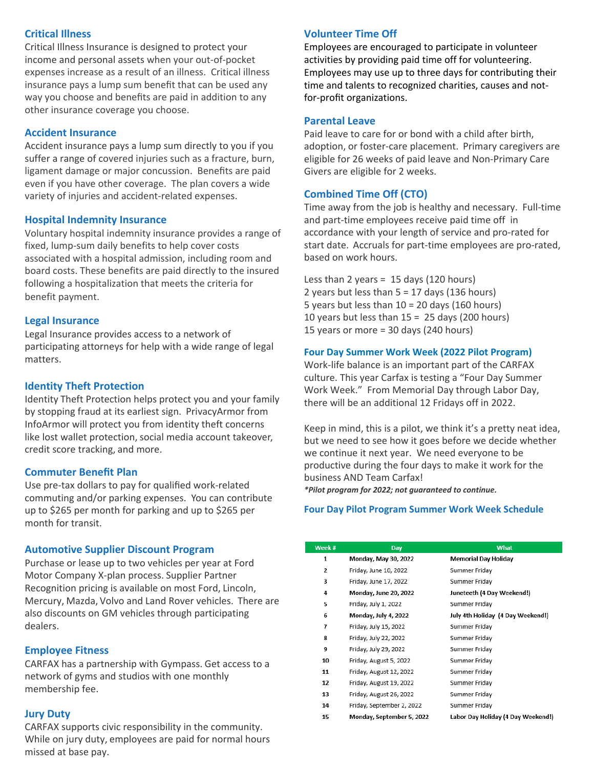### Critical Illness

Critical Illness Insurance is designed to protect your income and personal assets when your out-of-pocket expenses increase as a result of an illness. Critical illness insurance pays a lump sum benefit that can be used any way you choose and benefits are paid in addition to any other insurance coverage you choose.

### Accident Insurance

Accident insurance pays a lump sum directly to you if you suffer a range of covered injuries such as a fracture, burn, ligament damage or major concussion. Benefits are paid even if you have other coverage. The plan covers a wide variety of injuries and accident-related expenses.

### Hospital Indemnity Insurance

Voluntary hospital indemnity insurance provides a range of fixed, lump-sum daily benefits to help cover costs associated with a hospital admission, including room and board costs. These benefits are paid directly to the insured following a hospitalization that meets the criteria for benefit payment.

### Legal Insurance

Legal Insurance provides access to a network of participating attorneys for help with a wide range of legal matters.

### Identity Theft Protection

Identity Theft Protection helps protect you and your family by stopping fraud at its earliest sign. PrivacyArmor from InfoArmor will protect you from identity theft concerns like lost wallet protection, social media account takeover, credit score tracking, and more.

### Commuter Benefit Plan

Use pre-tax dollars to pay for qualified work-related commuting and/or parking expenses. You can contribute up to $265 per month for parking and up to $265 per month for transit.

### Automotive Supplier Discount Program

Purchase or lease up to two vehicles per year at Ford Motor Company X-plan process. Supplier Partner Recognition pricing is available on most Ford, Lincoln, Mercury, Mazda, Volvo and Land Rover vehicles. There are also discounts on GM vehicles through participating dealers.

### Employee Fitness

CARFAX has a partnership with Gympass. Get access to a network of gyms and studios with one monthly membership fee.

### Jury Duty

CARFAX supports civic responsibility in the community. While on jury duty, employees are paid for normal hours missed at base pay.

### Volunteer Time Off

Employees are encouraged to participate in volunteer activities by providing paid time off for volunteering. Employees may use up to three days for contributing their time and talents to recognized charities, causes and not-for-profit organizations.

### Parental Leave

Paid leave to care for or bond with a child after birth, adoption, or foster-care placement. Primary caregivers are eligible for 26 weeks of paid leave and Non-Primary Care Givers are eligible for 2 weeks.

### Combined Time Off (CTO)

Time away from the job is healthy and necessary. Full-time and part-time employees receive paid time off in accordance with your length of service and pro-rated for start date. Accruals for part-time employees are pro-rated, based on work hours.

Less than 2 years = 15 days (120 hours)
2 years but less than 5 = 17 days (136 hours)
5 years but less than 10 = 20 days (160 hours)
10 years but less than 15 = 25 days (200 hours)
15 years or more = 30 days (240 hours)

### Four Day Summer Work Week (2022 Pilot Program)

Work-life balance is an important part of the CARFAX culture. This year Carfax is testing a "Four Day Summer Work Week." From Memorial Day through Labor Day, there will be an additional 12 Fridays off in 2022.

Keep in mind, this is a pilot, we think it's a pretty neat idea, but we need to see how it goes before we decide whether we continue it next year. We need everyone to be productive during the four days to make it work for the business AND Team Carfax!

***Pilot program for 2022; not guaranteed to continue.***

### Four Day Pilot Program Summer Work Week Schedule

| Week # | Day | What |
|---|---|---|
| **1** | **Monday, May 30, 2022** | **Memorial Day Holiday** |
| 2 | Friday, June 10, 2022 | Summer Friday |
| 3 | Friday, June 17, 2022 | Summer Friday |
| **4** | **Monday, June 20, 2022** | **Juneteeth (4 Day Weekend!)** |
| 5 | Friday, July 1, 2022 | Summer Friday |
| **6** | **Monday, July 4, 2022** | **July 4th Holiday (4 Day Weekend!)** |
| 7 | Friday, July 15, 2022 | Summer Friday |
| 8 | Friday, July 22, 2022 | Summer Friday |
| 9 | Friday, July 29, 2022 | Summer Friday |
| 10 | Friday, August 5, 2022 | Summer Friday |
| 11 | Friday, August 12, 2022 | Summer Friday |
| 12 | Friday, August 19, 2022 | Summer Friday |
| 13 | Friday, August 26, 2022 | Summer Friday |
| 14 | Friday, September 2, 2022 | Summer Friday |
| **15** | **Monday, September 5, 2022** | **Labor Day Holiday (4 Day Weekend!)** |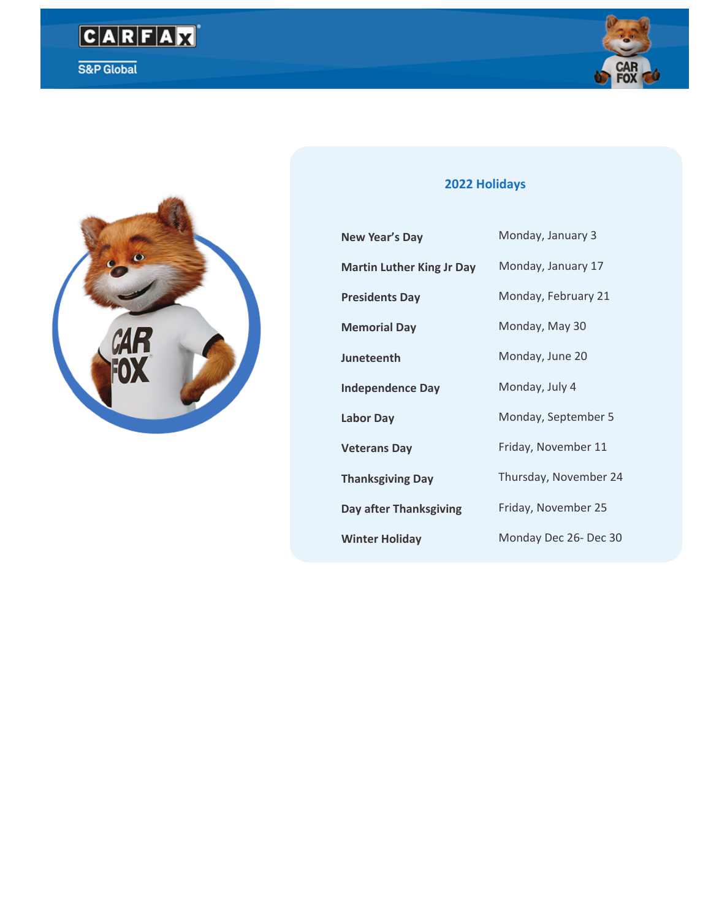## 2022 Holidays

| | |
|---|---|
| **New Year's Day** | Monday, January 3 |
| **Martin Luther King Jr Day** | Monday, January 17 |
| **Presidents Day** | Monday, February 21 |
| **Memorial Day** | Monday, May 30 |
| **Juneteenth** | Monday, June 20 |
| **Independence Day** | Monday, July 4 |
| **Labor Day** | Monday, September 5 |
| **Veterans Day** | Friday, November 11 |
| **Thanksgiving Day** | Thursday, November 24 |
| **Day after Thanksgiving** | Friday, November 25 |
| **Winter Holiday** | Monday Dec 26- Dec 30 |